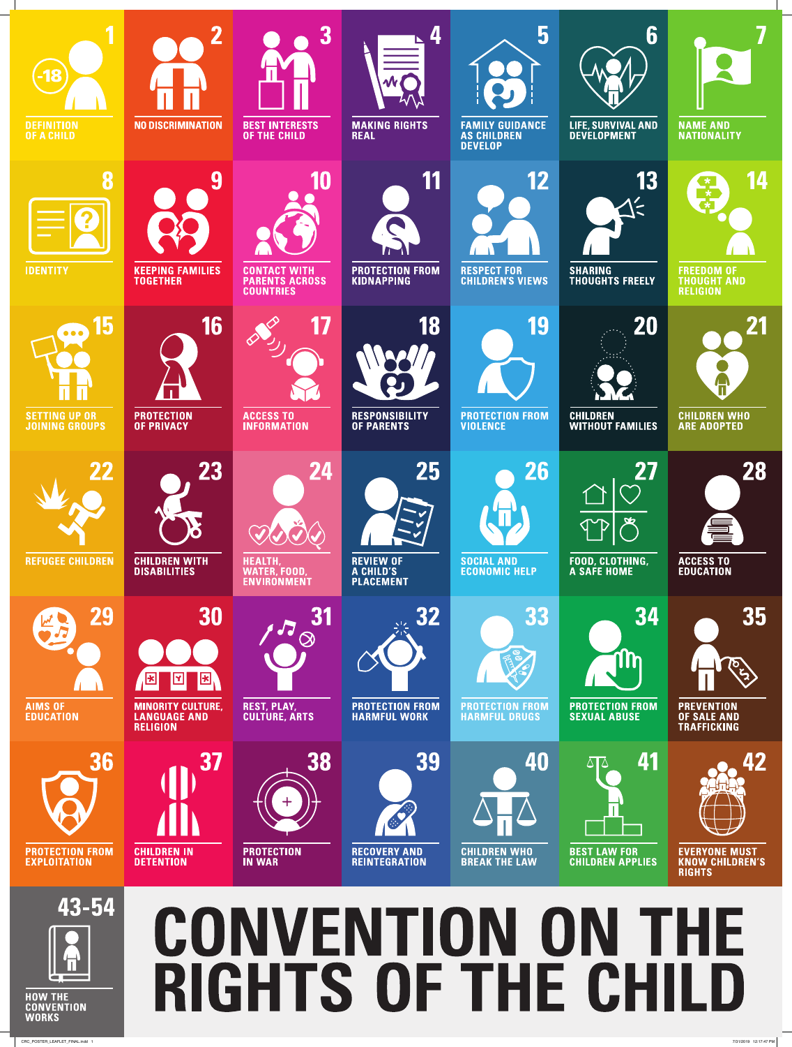# CONVENTION ON THE RIGHTS OF THE CHILD

1. DEFINITION OF A CHILD
2. NO DISCRIMINATION
3. BEST INTERESTS OF THE CHILD
4. MAKING RIGHTS REAL
5. FAMILY GUIDANCE AS CHILDREN DEVELOP
6. LIFE, SURVIVAL AND DEVELOPMENT
7. NAME AND NATIONALITY
8. IDENTITY
9. KEEPING FAMILIES TOGETHER
10. CONTACT WITH PARENTS ACROSS COUNTRIES
11. PROTECTION FROM KIDNAPPING
12. RESPECT FOR CHILDREN'S VIEWS
13. SHARING THOUGHTS FREELY
14. FREEDOM OF THOUGHT AND RELIGION
15. SETTING UP OR JOINING GROUPS
16. PROTECTION OF PRIVACY
17. ACCESS TO INFORMATION
18. RESPONSIBILITY OF PARENTS
19. PROTECTION FROM VIOLENCE
20. CHILDREN WITHOUT FAMILIES
21. CHILDREN WHO ARE ADOPTED
22. REFUGEE CHILDREN
23. CHILDREN WITH DISABILITIES
24. HEALTH, WATER, FOOD, ENVIRONMENT
25. REVIEW OF A CHILD'S PLACEMENT
26. SOCIAL AND ECONOMIC HELP
27. FOOD, CLOTHING, A SAFE HOME
28. ACCESS TO EDUCATION
29. AIMS OF EDUCATION
30. MINORITY CULTURE, LANGUAGE AND RELIGION
31. REST, PLAY, CULTURE, ARTS
32. PROTECTION FROM HARMFUL WORK
33. PROTECTION FROM HARMFUL DRUGS
34. PROTECTION FROM SEXUAL ABUSE
35. PREVENTION OF SALE AND TRAFFICKING
36. PROTECTION FROM EXPLOITATION
37. CHILDREN IN DETENTION
38. PROTECTION IN WAR
39. RECOVERY AND REINTEGRATION
40. CHILDREN WHO BREAK THE LAW
41. BEST LAW FOR CHILDREN APPLIES
42. EVERYONE MUST KNOW CHILDREN'S RIGHTS

43-54 HOW THE CONVENTION WORKS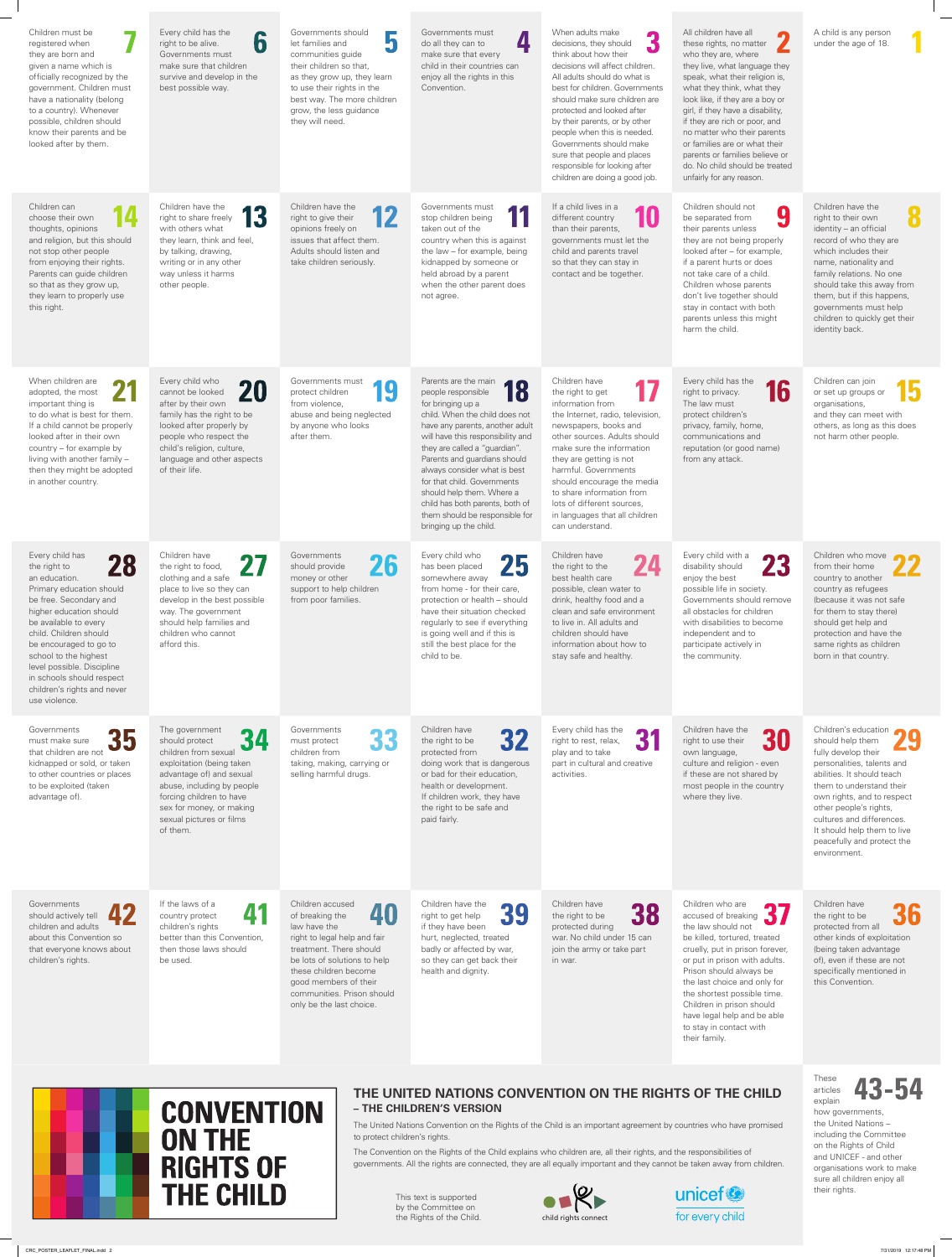# CONVENTION ON THE RIGHTS OF THE CHILD

## THE UNITED NATIONS CONVENTION ON THE RIGHTS OF THE CHILD – THE CHILDREN'S VERSION

The United Nations Convention on the Rights of the Child is an important agreement by countries who have promised to protect children's rights.

The Convention on the Rights of the Child explains who children are, all their rights, and the responsibilities of governments. All the rights are connected, they are all equally important and they cannot be taken away from children.

**1** A child is any person under the age of 18.

**2** All children have all these rights, no matter who they are, where they live, what language they speak, what their religion is, what they think, what they look like, if they are a boy or girl, if they have a disability, if they are rich or poor, and no matter who their parents or families are or what their parents or families believe or do. No child should be treated unfairly for any reason.

**3** When adults make decisions, they should think about how their decisions will affect children. All adults should do what is best for children. Governments should make sure children are protected and looked after by their parents, or by other people when this is needed. Governments should make sure that people and places responsible for looking after children are doing a good job.

**4** Governments must do all they can to make sure that every child in their countries can enjoy all the rights in this Convention.

**5** Governments should let families and communities guide their children so that, as they grow up, they learn to use their rights in the best way. The more children grow, the less guidance they will need.

**6** Every child has the right to be alive. Governments must make sure that children survive and develop in the best possible way.

**7** Children must be registered when they are born and given a name which is officially recognized by the government. Children must have a nationality (belong to a country). Whenever possible, children should know their parents and be looked after by them.

**8** Children have the right to their own identity – an official record of who they are which includes their name, nationality and family relations. No one should take this away from them, but if this happens, governments must help children to quickly get their identity back.

**9** Children should not be separated from their parents unless they are not being properly looked after – for example, if a parent hurts or does not take care of a child. Children whose parents don't live together should stay in contact with both parents unless this might harm the child.

**10** If a child lives in a different country than their parents, governments must let the child and parents travel so that they can stay in contact and be together.

**11** Governments must stop children being taken out of the country when this is against the law – for example, being kidnapped by someone or held abroad by a parent when the other parent does not agree.

**12** Children have the right to give their opinions freely on issues that affect them. Adults should listen and take children seriously.

**13** Children have the right to share freely with others what they learn, think and feel, by talking, drawing, writing or in any other way unless it harms other people.

**14** Children can choose their own thoughts, opinions and religion, but this should not stop other people from enjoying their rights. Parents can guide children so that as they grow up, they learn to properly use this right.

**15** Children can join or set up groups or organisations, and they can meet with others, as long as this does not harm other people.

**16** Every child has the right to privacy. The law must protect children's privacy, family, home, communications and reputation (or good name) from any attack.

**17** Children have the right to get information from the Internet, radio, television, newspapers, books and other sources. Adults should make sure the information they are getting is not harmful. Governments should encourage the media to share information from lots of different sources, in languages that all children can understand.

**18** Parents are the main people responsible for bringing up a child. When the child does not have any parents, another adult will have this responsibility and they are called a "guardian". Parents and guardians should always consider what is best for that child. Governments should help them. Where a child has both parents, both of them should be responsible for bringing up the child.

**19** Governments must protect children from violence, abuse and being neglected by anyone who looks after them.

**20** Every child who cannot be looked after by their own family has the right to be looked after properly by people who respect the child's religion, culture, language and other aspects of their life.

**21** When children are adopted, the most important thing is to do what is best for them. If a child cannot be properly looked after in their own country – for example by living with another family – then they might be adopted in another country.

**22** Children who move from their home country to another country as refugees (because it was not safe for them to stay there) should get help and protection and have the same rights as children born in that country.

**23** Every child with a disability should enjoy the best possible life in society. Governments should remove all obstacles for children with disabilities to become independent and to participate actively in the community.

**24** Children have the right to the best health care possible, clean water to drink, healthy food and a clean and safe environment to live in. All adults and children should have information about how to stay safe and healthy.

**25** Every child who has been placed somewhere away from home - for their care, protection or health – should have their situation checked regularly to see if everything is going well and if this is still the best place for the child to be.

**26** Governments should provide money or other support to help children from poor families.

**27** Children have the right to food, clothing and a safe place to live so they can develop in the best possible way. The government should help families and children who cannot afford this.

**28** Every child has the right to an education. Primary education should be free. Secondary and higher education should be available to every child. Children should be encouraged to go to school to the highest level possible. Discipline in schools should respect children's rights and never use violence.

**29** Children's education should help them fully develop their personalities, talents and abilities. It should teach them to understand their own rights, and to respect other people's rights, cultures and differences. It should help them to live peacefully and protect the environment.

**30** Children have the right to use their own language, culture and religion - even if these are not shared by most people in the country where they live.

**31** Every child has the right to rest, relax, play and to take part in cultural and creative activities.

**32** Children have the right to be protected from doing work that is dangerous or bad for their education, health or development. If children work, they have the right to be safe and paid fairly.

**33** Governments must protect children from taking, making, carrying or selling harmful drugs.

**34** The government should protect children from sexual exploitation (being taken advantage of) and sexual abuse, including by people forcing children to have sex for money, or making sexual pictures or films of them.

**35** Governments must make sure that children are not kidnapped or sold, or taken to other countries or places to be exploited (taken advantage of).

**36** Children have the right to be protected from all other kinds of exploitation (being taken advantage of), even if these are not specifically mentioned in this Convention.

**37** Children who are accused of breaking the law should not be killed, tortured, treated cruelly, put in prison forever, or put in prison with adults. Prison should always be the last choice and only for the shortest possible time. Children in prison should have legal help and be able to stay in contact with their family.

**38** Children have the right to be protected during war. No child under 15 can join the army or take part in war.

**39** Children have the right to get help if they have been hurt, neglected, treated badly or affected by war, so they can get back their health and dignity.

**40** Children accused of breaking the law have the right to legal help and fair treatment. There should be lots of solutions to help these children become good members of their communities. Prison should only be the last choice.

**41** If the laws of a country protect children's rights better than this Convention, then those laws should be used.

**42** Governments should actively tell children and adults about this Convention so that everyone knows about children's rights.

**43-54** These articles explain how governments, the United Nations – including the Committee on the Rights of Child and UNICEF - and other organisations work to make sure all children enjoy all their rights.

This text is supported by the Committee on the Rights of the Child.

child rights connect

unicef for every child